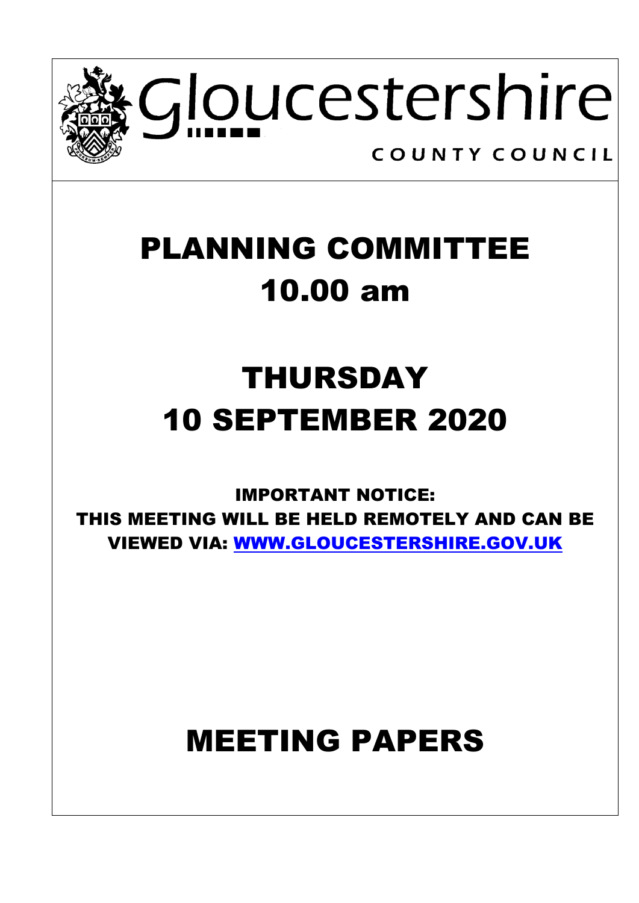Gloucestershire

COUNTY COUNCIL

# PLANNING COMMITTEE
# 10.00 am

# THURSDAY
# 10 SEPTEMBER 2020

**IMPORTANT NOTICE:**
**THIS MEETING WILL BE HELD REMOTELY AND CAN BE VIEWED VIA: WWW.GLOUCESTERSHIRE.GOV.UK**

# MEETING PAPERS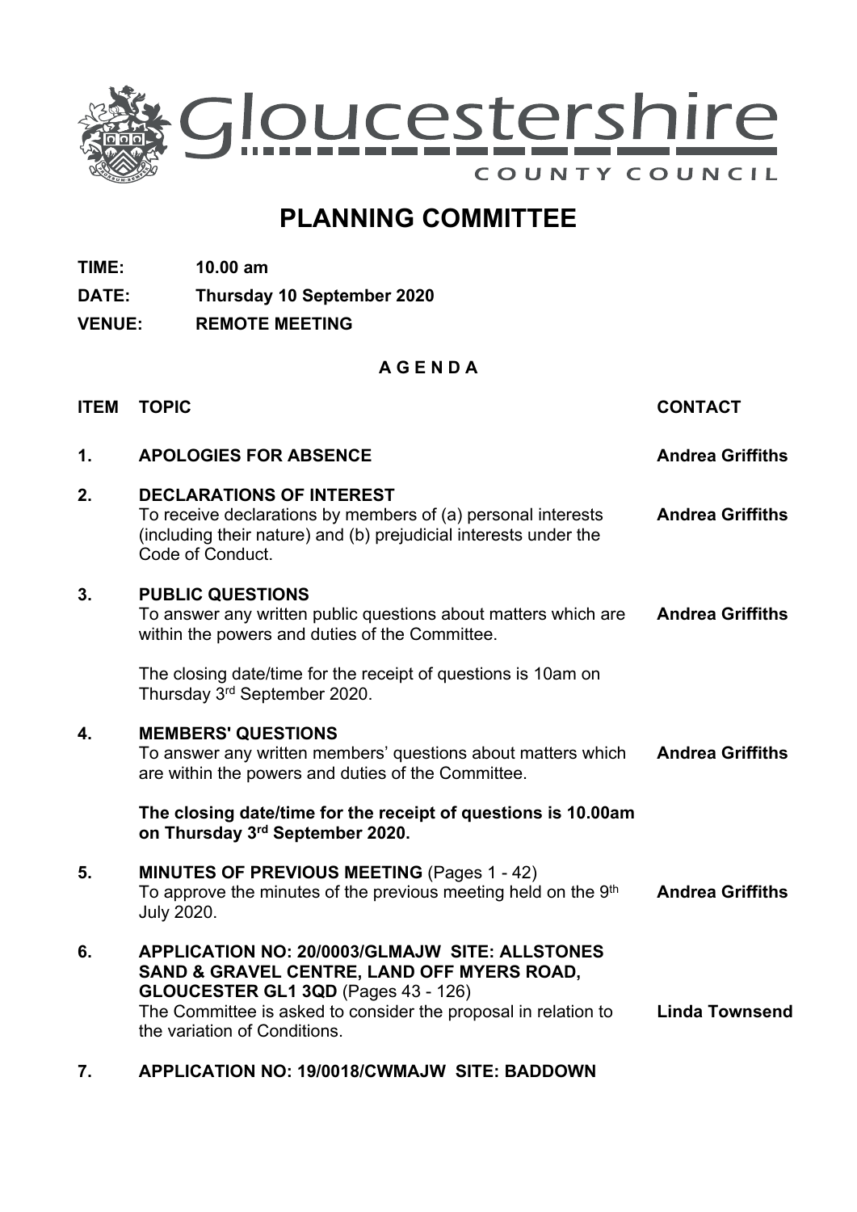Gloucestershire COUNTY COUNCIL

# PLANNING COMMITTEE

**TIME:** **10.00 am**

**DATE:** **Thursday 10 September 2020**

**VENUE:** **REMOTE MEETING**

**A G E N D A**

| ITEM | TOPIC | CONTACT |
|---|---|---|
| **1.** | **APOLOGIES FOR ABSENCE** | **Andrea Griffiths** |
| **2.** | **DECLARATIONS OF INTEREST**<br>To receive declarations by members of (a) personal interests (including their nature) and (b) prejudicial interests under the Code of Conduct. | **Andrea Griffiths** |
| **3.** | **PUBLIC QUESTIONS**<br>To answer any written public questions about matters which are within the powers and duties of the Committee.<br><br>The closing date/time for the receipt of questions is 10am on Thursday 3rd September 2020. | **Andrea Griffiths** |
| **4.** | **MEMBERS' QUESTIONS**<br>To answer any written members' questions about matters which are within the powers and duties of the Committee.<br><br>**The closing date/time for the receipt of questions is 10.00am on Thursday 3rd September 2020.** | **Andrea Griffiths** |
| **5.** | **MINUTES OF PREVIOUS MEETING** (Pages 1 - 42)<br>To approve the minutes of the previous meeting held on the 9th July 2020. | **Andrea Griffiths** |
| **6.** | **APPLICATION NO: 20/0003/GLMAJW SITE: ALLSTONES SAND & GRAVEL CENTRE, LAND OFF MYERS ROAD, GLOUCESTER GL1 3QD** (Pages 43 - 126)<br>The Committee is asked to consider the proposal in relation to the variation of Conditions. | **Linda Townsend** |
| **7.** | **APPLICATION NO: 19/0018/CWMAJW SITE: BADDOWN** | |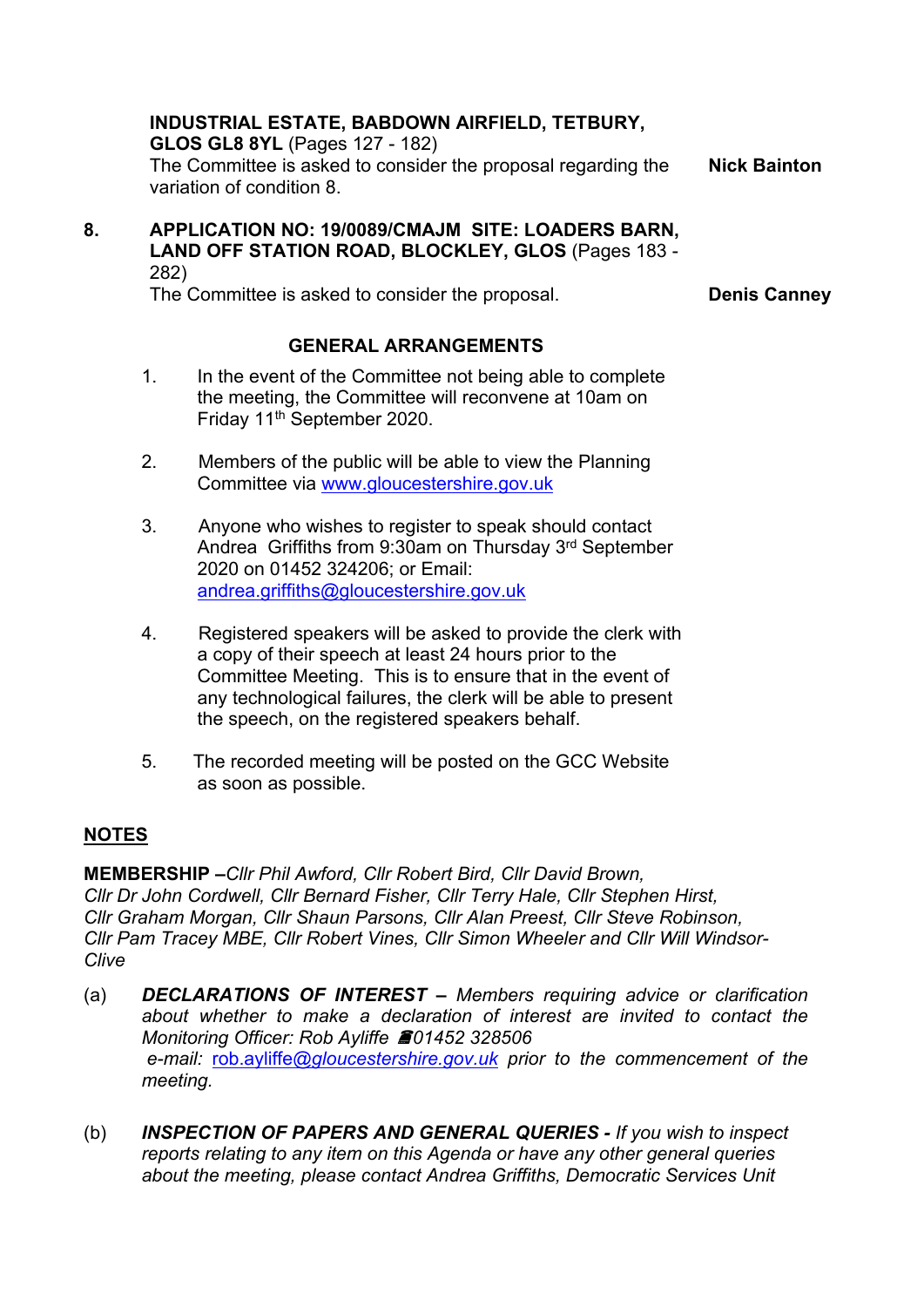**INDUSTRIAL ESTATE, BABDOWN AIRFIELD, TETBURY, GLOS GL8 8YL** (Pages 127 - 182)

The Committee is asked to consider the proposal regarding the variation of condition 8. — **Nick Bainton**

8. **APPLICATION NO: 19/0089/CMAJM SITE: LOADERS BARN, LAND OFF STATION ROAD, BLOCKLEY, GLOS** (Pages 183 - 282)

   The Committee is asked to consider the proposal. — **Denis Canney**

## GENERAL ARRANGEMENTS

1. In the event of the Committee not being able to complete the meeting, the Committee will reconvene at 10am on Friday 11th September 2020.

2. Members of the public will be able to view the Planning Committee via www.gloucestershire.gov.uk

3. Anyone who wishes to register to speak should contact Andrea Griffiths from 9:30am on Thursday 3rd September 2020 on 01452 324206; or Email: andrea.griffiths@gloucestershire.gov.uk

4. Registered speakers will be asked to provide the clerk with a copy of their speech at least 24 hours prior to the Committee Meeting. This is to ensure that in the event of any technological failures, the clerk will be able to present the speech, on the registered speakers behalf.

5. The recorded meeting will be posted on the GCC Website as soon as possible.

## NOTES

**MEMBERSHIP –** *Cllr Phil Awford, Cllr Robert Bird, Cllr David Brown, Cllr Dr John Cordwell, Cllr Bernard Fisher, Cllr Terry Hale, Cllr Stephen Hirst, Cllr Graham Morgan, Cllr Shaun Parsons, Cllr Alan Preest, Cllr Steve Robinson, Cllr Pam Tracey MBE, Cllr Robert Vines, Cllr Simon Wheeler and Cllr Will Windsor-Clive*

(a) ***DECLARATIONS OF INTEREST –*** *Members requiring advice or clarification about whether to make a declaration of interest are invited to contact the Monitoring Officer: Rob Ayliffe ☎01452 328506 e-mail:* rob.ayliffe@gloucestershire.gov.uk *prior to the commencement of the meeting.*

(b) ***INSPECTION OF PAPERS AND GENERAL QUERIES -*** *If you wish to inspect reports relating to any item on this Agenda or have any other general queries about the meeting, please contact Andrea Griffiths, Democratic Services Unit*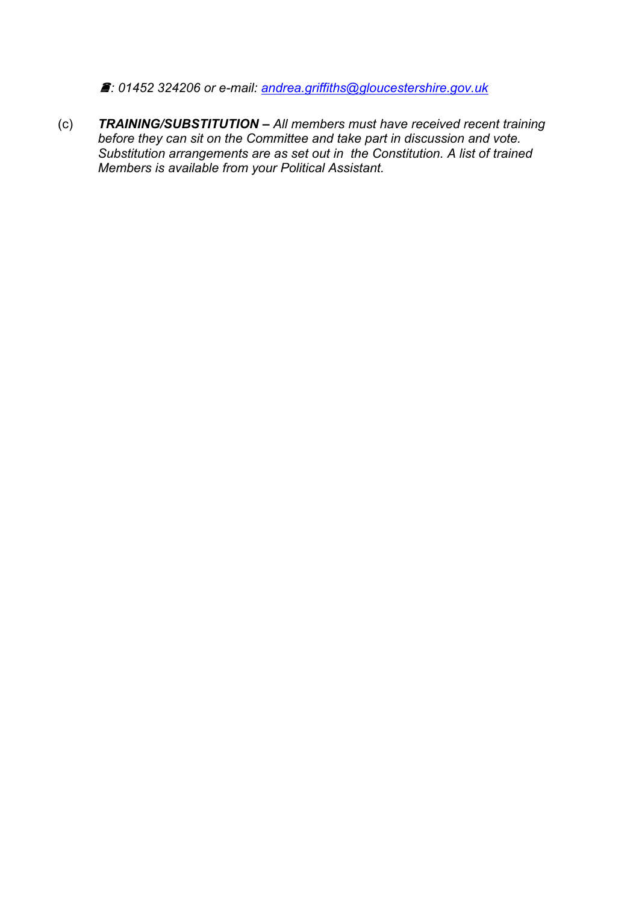☎: *01452 324206 or e-mail: [andrea.griffiths@gloucestershire.gov.uk](mailto:andrea.griffiths@gloucestershire.gov.uk)*

(c) ***TRAINING/SUBSTITUTION –*** *All members must have received recent training before they can sit on the Committee and take part in discussion and vote. Substitution arrangements are as set out in the Constitution. A list of trained Members is available from your Political Assistant.*